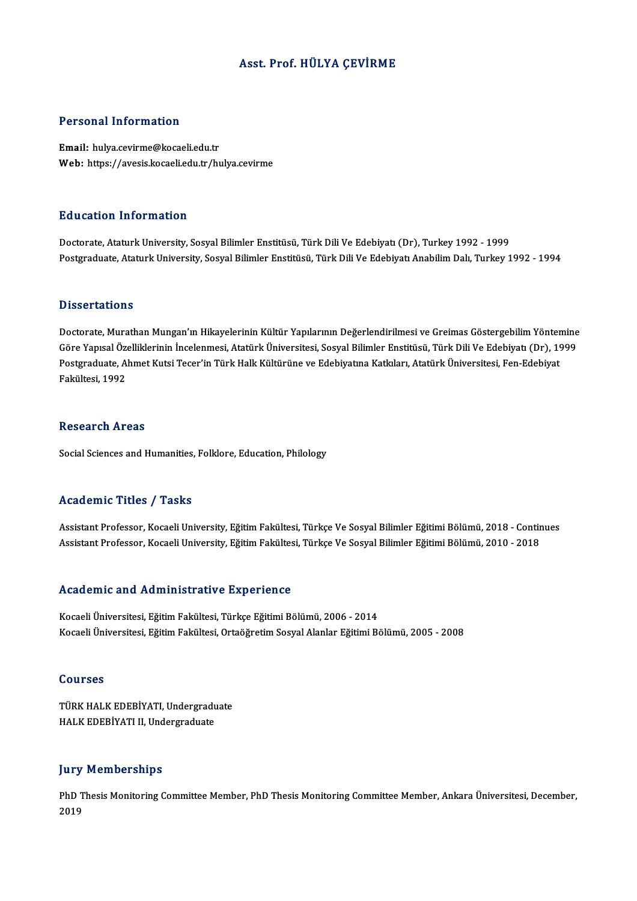# Asst. Prof. HÜLYA ÇEVİRME

## Personal Information

**Email:** hulya.cevirme@kocaeli.edu.tr
**Web:** https://avesis.kocaeli.edu.tr/hulya.cevirme

## Education Information

Doctorate, Ataturk University, Sosyal Bilimler Enstitüsü, Türk Dili Ve Edebiyatı (Dr), Turkey 1992 - 1999
Postgraduate, Ataturk University, Sosyal Bilimler Enstitüsü, Türk Dili Ve Edebiyatı Anabilim Dalı, Turkey 1992 - 1994

## Dissertations

Doctorate, Murathan Mungan'ın Hikayelerinin Kültür Yapılarının Değerlendirilmesi ve Greimas Göstergebilim Yöntemine Göre Yapısal Özelliklerinin İncelenmesi, Atatürk Üniversitesi, Sosyal Bilimler Enstitüsü, Türk Dili Ve Edebiyatı (Dr), 1999
Postgraduate, Ahmet Kutsi Tecer'in Türk Halk Kültürüne ve Edebiyatına Katkıları, Atatürk Üniversitesi, Fen-Edebiyat Fakültesi, 1992

## Research Areas

Social Sciences and Humanities, Folklore, Education, Philology

## Academic Titles / Tasks

Assistant Professor, Kocaeli University, Eğitim Fakültesi, Türkçe Ve Sosyal Bilimler Eğitimi Bölümü, 2018 - Continues
Assistant Professor, Kocaeli University, Eğitim Fakültesi, Türkçe Ve Sosyal Bilimler Eğitimi Bölümü, 2010 - 2018

## Academic and Administrative Experience

Kocaeli Üniversitesi, Eğitim Fakültesi, Türkçe Eğitimi Bölümü, 2006 - 2014
Kocaeli Üniversitesi, Eğitim Fakültesi, Ortaöğretim Sosyal Alanlar Eğitimi Bölümü, 2005 - 2008

## Courses

TÜRK HALK EDEBİYATI, Undergraduate
HALK EDEBİYATI II, Undergraduate

## Jury Memberships

PhD Thesis Monitoring Committee Member, PhD Thesis Monitoring Committee Member, Ankara Üniversitesi, December, 2019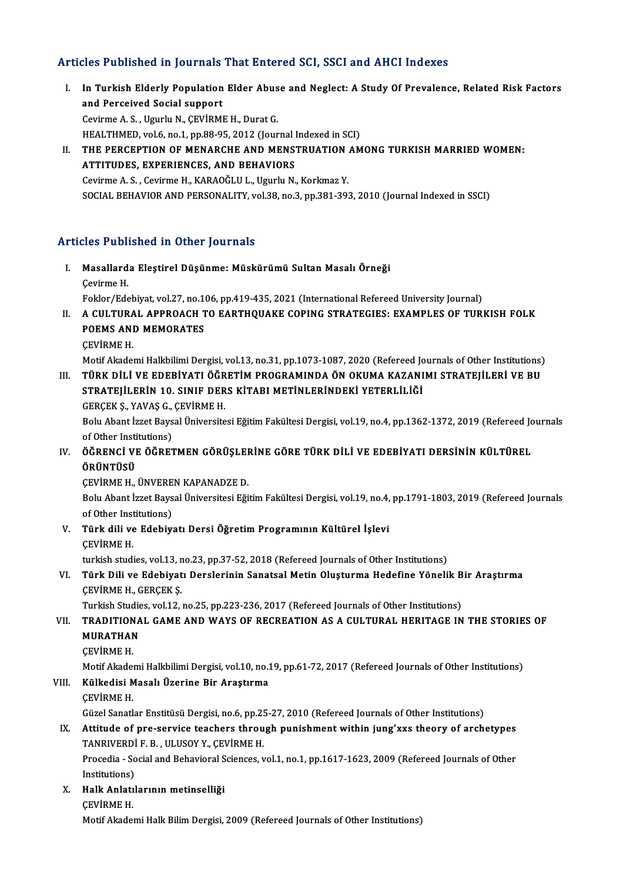## Articles Published in Journals That Entered SCI, SSCI and AHCI Indexes

I. **In Turkish Elderly Population Elder Abuse and Neglect: A Study Of Prevalence, Related Risk Factors and Perceived Social support**
Cevirme A. S. , Ugurlu N., ÇEVİRME H., Durat G.
HEALTHMED, vol.6, no.1, pp.88-95, 2012 (Journal Indexed in SCI)

II. **THE PERCEPTION OF MENARCHE AND MENSTRUATION AMONG TURKISH MARRIED WOMEN: ATTITUDES, EXPERIENCES, AND BEHAVIORS**
Cevirme A. S. , Cevirme H., KARAOĞLU L., Ugurlu N., Korkmaz Y.
SOCIAL BEHAVIOR AND PERSONALITY, vol.38, no.3, pp.381-393, 2010 (Journal Indexed in SSCI)

## Articles Published in Other Journals

I. **Masallarda Eleştirel Düşünme: Müskürümü Sultan Masalı Örneği**
Çevirme H.
Foklor/Edebiyat, vol.27, no.106, pp.419-435, 2021 (International Refereed University Journal)

II. **A CULTURAL APPROACH TO EARTHQUAKE COPING STRATEGIES: EXAMPLES OF TURKISH FOLK POEMS AND MEMORATES**
ÇEVİRME H.
Motif Akademi Halkbilimi Dergisi, vol.13, no.31, pp.1073-1087, 2020 (Refereed Journals of Other Institutions)

III. **TÜRK DİLİ VE EDEBİYATI ÖĞRETİM PROGRAMINDA ÖN OKUMA KAZANIMI STRATEJİLERİ VE BU STRATEJİLERİN 10. SINIF DERS KİTABI METİNLERİNDEKİ YETERLİLİĞİ**
GERÇEK Ş., YAVAŞ G., ÇEVİRME H.
Bolu Abant İzzet Baysal Üniversitesi Eğitim Fakültesi Dergisi, vol.19, no.4, pp.1362-1372, 2019 (Refereed Journals of Other Institutions)

IV. **ÖĞRENCİ VE ÖĞRETMEN GÖRÜŞLERİNE GÖRE TÜRK DİLİ VE EDEBİYATI DERSİNİN KÜLTÜREL ÖRÜNTÜSÜ**
ÇEVİRME H., ÜNVEREN KAPANADZE D.
Bolu Abant İzzet Baysal Üniversitesi Eğitim Fakültesi Dergisi, vol.19, no.4, pp.1791-1803, 2019 (Refereed Journals of Other Institutions)

V. **Türk dili ve Edebiyatı Dersi Öğretim Programının Kültürel İşlevi**
ÇEVİRME H.
turkish studies, vol.13, no.23, pp.37-52, 2018 (Refereed Journals of Other Institutions)

VI. **Türk Dili ve Edebiyatı Derslerinin Sanatsal Metin Oluşturma Hedefine Yönelik Bir Araştırma**
ÇEVİRME H., GERÇEK Ş.
Turkish Studies, vol.12, no.25, pp.223-236, 2017 (Refereed Journals of Other Institutions)

VII. **TRADITIONAL GAME AND WAYS OF RECREATION AS A CULTURAL HERITAGE IN THE STORIES OF MURATHAN**
ÇEVİRME H.
Motif Akademi Halkbilimi Dergisi, vol.10, no.19, pp.61-72, 2017 (Refereed Journals of Other Institutions)

VIII. **Külkedisi Masalı Üzerine Bir Araştırma**
ÇEVİRME H.
Güzel Sanatlar Enstitüsü Dergisi, no.6, pp.25-27, 2010 (Refereed Journals of Other Institutions)

IX. **Attitude of pre-service teachers through punishment within jung'xxs theory of archetypes**
TANRIVERDİ F. B. , ULUSOY Y., ÇEVİRME H.
Procedia - Social and Behavioral Sciences, vol.1, no.1, pp.1617-1623, 2009 (Refereed Journals of Other Institutions)

X. **Halk Anlatılarının metinselliği**
ÇEVİRME H.
Motif Akademi Halk Bilim Dergisi, 2009 (Refereed Journals of Other Institutions)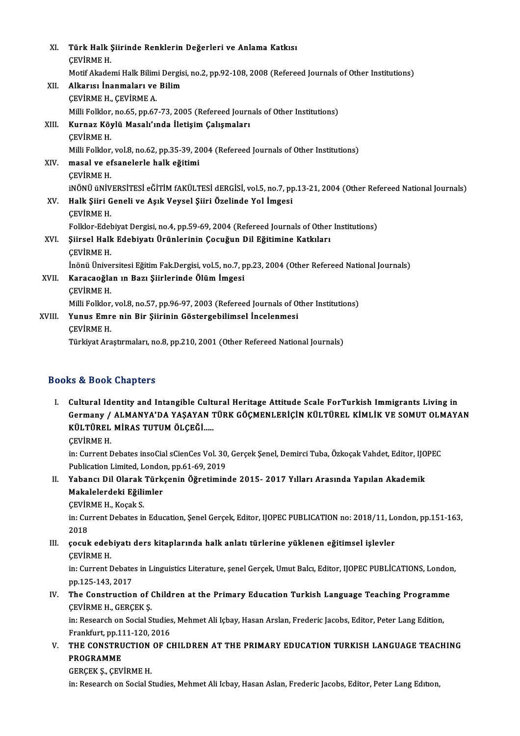XI. **Türk Halk Şiirinde Renklerin Değerleri ve Anlama Katkısı**
ÇEVİRME H.
Motif Akademi Halk Bilimi Dergisi, no.2, pp.92-108, 2008 (Refereed Journals of Other Institutions)

XII. **Alkarısı İnanmaları ve Bilim**
ÇEVİRME H., ÇEVİRME A.
Milli Folklor, no.65, pp.67-73, 2005 (Refereed Journals of Other Institutions)

XIII. **Kurnaz Köylü Masalı'ında İletişim Çalışmaları**
ÇEVİRME H.
Milli Folklor, vol.8, no.62, pp.35-39, 2004 (Refereed Journals of Other Institutions)

XIV. **masal ve efsanelerle halk eğitimi**
ÇEVİRME H.
iNÖNÜ üNİVERSİTESİ eĞİTİM fAKÜLTESİ dERGİSİ, vol.5, no.7, pp.13-21, 2004 (Other Refereed National Journals)

XV. **Halk Şiiri Geneli ve Aşık Veysel Şiiri Özelinde Yol İmgesi**
ÇEVİRME H.
Folklor-Edebiyat Dergisi, no.4, pp.59-69, 2004 (Refereed Journals of Other Institutions)

XVI. **Şiirsel Halk Edebiyatı Ürünlerinin Çocuğun Dil Eğitimine Katkıları**
ÇEVİRME H.
İnönü Üniversitesi Eğitim Fak.Dergisi, vol.5, no.7, pp.23, 2004 (Other Refereed National Journals)

XVII. **Karacaoğlan ın Bazı Şiirlerinde Ölüm İmgesi**
ÇEVİRME H.
Milli Folklor, vol.8, no.57, pp.96-97, 2003 (Refereed Journals of Other Institutions)

XVIII. **Yunus Emre nin Bir Şiirinin Göstergebilimsel İncelenmesi**
ÇEVİRME H.
Türkiyat Araştırmaları, no.8, pp.210, 2001 (Other Refereed National Journals)

## Books & Book Chapters

I. **Cultural Identity and Intangible Cultural Heritage Attitude Scale ForTurkish Immigrants Living in Germany / ALMANYA'DA YAŞAYAN TÜRK GÖÇMENLERİÇİN KÜLTÜREL KİMLİK VE SOMUT OLMAYAN KÜLTÜREL MİRAS TUTUM ÖLÇEĞİ.....**
ÇEVİRME H.
in: Current Debates insoCial sCienCes Vol. 30, Gerçek Şenel, Demirci Tuba, Özkoçak Vahdet, Editor, IJOPEC Publication Limited, London, pp.61-69, 2019

II. **Yabancı Dil Olarak Türkçenin Öğretiminde 2015- 2017 Yılları Arasında Yapılan Akademik Makalelerdeki Eğilimler**
ÇEVİRME H., Koçak S.
in: Current Debates in Education, Şenel Gerçek, Editor, IJOPEC PUBLICATION no: 2018/11, London, pp.151-163, 2018

III. **çocuk edebiyatı ders kitaplarında halk anlatı türlerine yüklenen eğitimsel işlevler**
ÇEVİRME H.
in: Current Debates in Linguistics Literature, şenel Gerçek, Umut Balcı, Editor, IJOPEC PUBLİCATIONS, London, pp.125-143, 2017

IV. **The Construction of Children at the Primary Education Turkish Language Teaching Programme**
ÇEVİRME H., GERÇEK Ş.
in: Research on Social Studies, Mehmet Ali Içbay, Hasan Arslan, Frederic Jacobs, Editor, Peter Lang Edition, Frankfurt, pp.111-120, 2016

V. **THE CONSTRUCTION OF CHILDREN AT THE PRIMARY EDUCATION TURKISH LANGUAGE TEACHING PROGRAMME**
GERÇEK Ş., ÇEVİRME H.
in: Research on Social Studies, Mehmet Ali Icbay, Hasan Aslan, Frederic Jacobs, Editor, Peter Lang Edıtıon,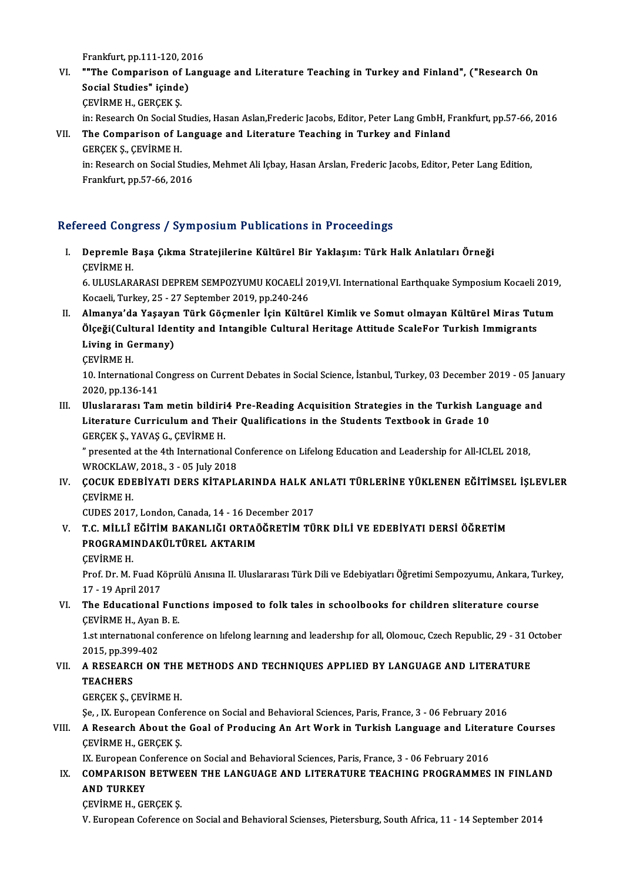Frankfurt, pp.111-120, 2016

VI. **""The Comparison of Language and Literature Teaching in Turkey and Finland", ("Research On Social Studies" içinde)**
ÇEVİRME H., GERÇEK Ş.
in: Research On Social Studies, Hasan Aslan,Frederic Jacobs, Editor, Peter Lang GmbH, Frankfurt, pp.57-66, 2016

VII. **The Comparison of Language and Literature Teaching in Turkey and Finland**
GERÇEK Ş., ÇEVİRME H.
in: Research on Social Studies, Mehmet Ali Içbay, Hasan Arslan, Frederic Jacobs, Editor, Peter Lang Edition, Frankfurt, pp.57-66, 2016

## Refereed Congress / Symposium Publications in Proceedings

I. **Depremle Başa Çıkma Stratejilerine Kültürel Bir Yaklaşım: Türk Halk Anlatıları Örneği**
ÇEVİRME H.
6. ULUSLARARASI DEPREM SEMPOZYUMU KOCAELİ 2019,VI. International Earthquake Symposium Kocaeli 2019, Kocaeli, Turkey, 25 - 27 September 2019, pp.240-246

II. **Almanya'da Yaşayan Türk Göçmenler İçin Kültürel Kimlik ve Somut olmayan Kültürel Miras Tutum Ölçeği(Cultural Identity and Intangible Cultural Heritage Attitude ScaleFor Turkish Immigrants Living in Germany)**
ÇEVİRME H.
10. International Congress on Current Debates in Social Science, İstanbul, Turkey, 03 December 2019 - 05 January 2020, pp.136-141

III. **Uluslararası Tam metin bildiri4 Pre-Reading Acquisition Strategies in the Turkish Language and Literature Curriculum and Their Qualifications in the Students Textbook in Grade 10**
GERÇEK Ş., YAVAŞ G., ÇEVİRME H.
" presented at the 4th International Conference on Lifelong Education and Leadership for All-ICLEL 2018, WROCKLAW, 2018., 3 - 05 July 2018

IV. **ÇOCUK EDEBİYATI DERS KİTAPLARINDA HALK ANLATI TÜRLERİNE YÜKLENEN EĞİTİMSEL İŞLEVLER**
ÇEVİRME H.
CUDES 2017, London, Canada, 14 - 16 December 2017

V. **T.C. MİLLÎ EĞİTİM BAKANLIĞI ORTAÖĞRETİM TÜRK DİLİ VE EDEBİYATI DERSİ ÖĞRETİM PROGRAMINDAKÜLTÜREL AKTARIM**
ÇEVİRME H.
Prof. Dr. M. Fuad Köprülü Anısına II. Uluslararası Türk Dili ve Edebiyatları Öğretimi Sempozyumu, Ankara, Turkey, 17 - 19 April 2017

VI. **The Educational Functions imposed to folk tales in schoolbooks for children sliterature course**
ÇEVİRME H., Ayan B. E.
1.st ınternatıonal conference on lıfelong learnıng and leadershıp for all, Olomouc, Czech Republic, 29 - 31 October 2015, pp.399-402

VII. **A RESEARCH ON THE METHODS AND TECHNIQUES APPLIED BY LANGUAGE AND LITERATURE TEACHERS**
GERÇEK Ş., ÇEVİRME H.
Şe, , IX. European Conference on Social and Behavioral Sciences, Paris, France, 3 - 06 February 2016

VIII. **A Research About the Goal of Producing An Art Work in Turkish Language and Literature Courses**
ÇEVİRME H., GERÇEK Ş.
IX. European Conference on Social and Behavioral Sciences, Paris, France, 3 - 06 February 2016

IX. **COMPARISON BETWEEN THE LANGUAGE AND LITERATURE TEACHING PROGRAMMES IN FINLAND AND TURKEY**
ÇEVİRME H., GERÇEK Ş.
V. European Coference on Social and Behavioral Scienses, Pietersburg, South Africa, 11 - 14 September 2014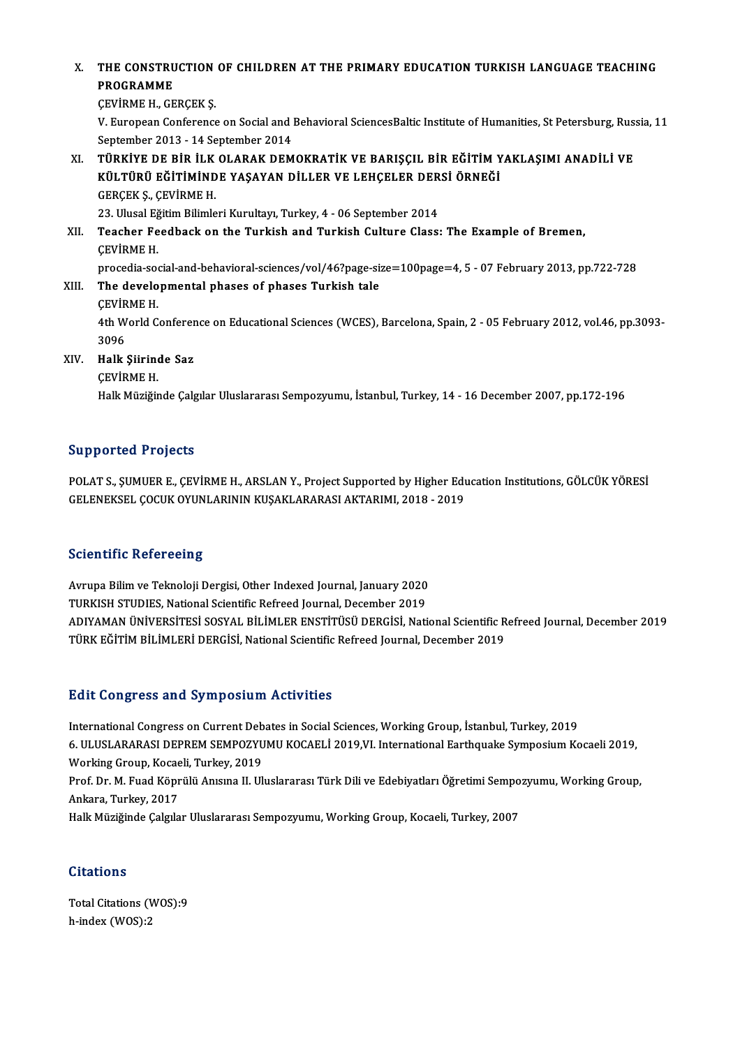X. **THE CONSTRUCTION OF CHILDREN AT THE PRIMARY EDUCATION TURKISH LANGUAGE TEACHING PROGRAMME**
ÇEVİRME H., GERÇEK Ş.
V. European Conference on Social and Behavioral SciencesBaltic Institute of Humanities, St Petersburg, Russia, 11 September 2013 - 14 September 2014

XI. **TÜRKİYE DE BİR İLK OLARAK DEMOKRATİK VE BARIŞÇIL BİR EĞİTİM YAKLAŞIMI ANADİLİ VE KÜLTÜRÜ EĞİTİMİNDE YAŞAYAN DİLLER VE LEHÇELER DERSİ ÖRNEĞİ**
GERÇEK Ş., ÇEVİRME H.
23. Ulusal Eğitim Bilimleri Kurultayı, Turkey, 4 - 06 September 2014

XII. **Teacher Feedback on the Turkish and Turkish Culture Class: The Example of Bremen,**
ÇEVİRME H.
procedia-social-and-behavioral-sciences/vol/46?page-size=100page=4, 5 - 07 February 2013, pp.722-728

XIII. **The developmental phases of phases Turkish tale**
ÇEVİRME H.
4th World Conference on Educational Sciences (WCES), Barcelona, Spain, 2 - 05 February 2012, vol.46, pp.3093-3096

XIV. **Halk Şiirinde Saz**
ÇEVİRME H.
Halk Müziğinde Çalgılar Uluslararası Sempozyumu, İstanbul, Turkey, 14 - 16 December 2007, pp.172-196

## Supported Projects

POLAT S., ŞUMUER E., ÇEVİRME H., ARSLAN Y., Project Supported by Higher Education Institutions, GÖLCÜK YÖRESİ GELENEKSEL ÇOCUK OYUNLARININ KUŞAKLARARASI AKTARIMI, 2018 - 2019

## Scientific Refereeing

Avrupa Bilim ve Teknoloji Dergisi, Other Indexed Journal, January 2020
TURKISH STUDIES, National Scientific Refreed Journal, December 2019
ADIYAMAN ÜNİVERSİTESİ SOSYAL BİLİMLER ENSTİTÜSÜ DERGİSİ, National Scientific Refreed Journal, December 2019
TÜRK EĞİTİM BİLİMLERİ DERGİSİ, National Scientific Refreed Journal, December 2019

## Edit Congress and Symposium Activities

International Congress on Current Debates in Social Sciences, Working Group, İstanbul, Turkey, 2019
6. ULUSLARARASI DEPREM SEMPOZYUMU KOCAELİ 2019,VI. International Earthquake Symposium Kocaeli 2019, Working Group, Kocaeli, Turkey, 2019
Prof. Dr. M. Fuad Köprülü Anısına II. Uluslararası Türk Dili ve Edebiyatları Öğretimi Sempozyumu, Working Group, Ankara, Turkey, 2017
Halk Müziğinde Çalgılar Uluslararası Sempozyumu, Working Group, Kocaeli, Turkey, 2007

## Citations

Total Citations (WOS):9
h-index (WOS):2